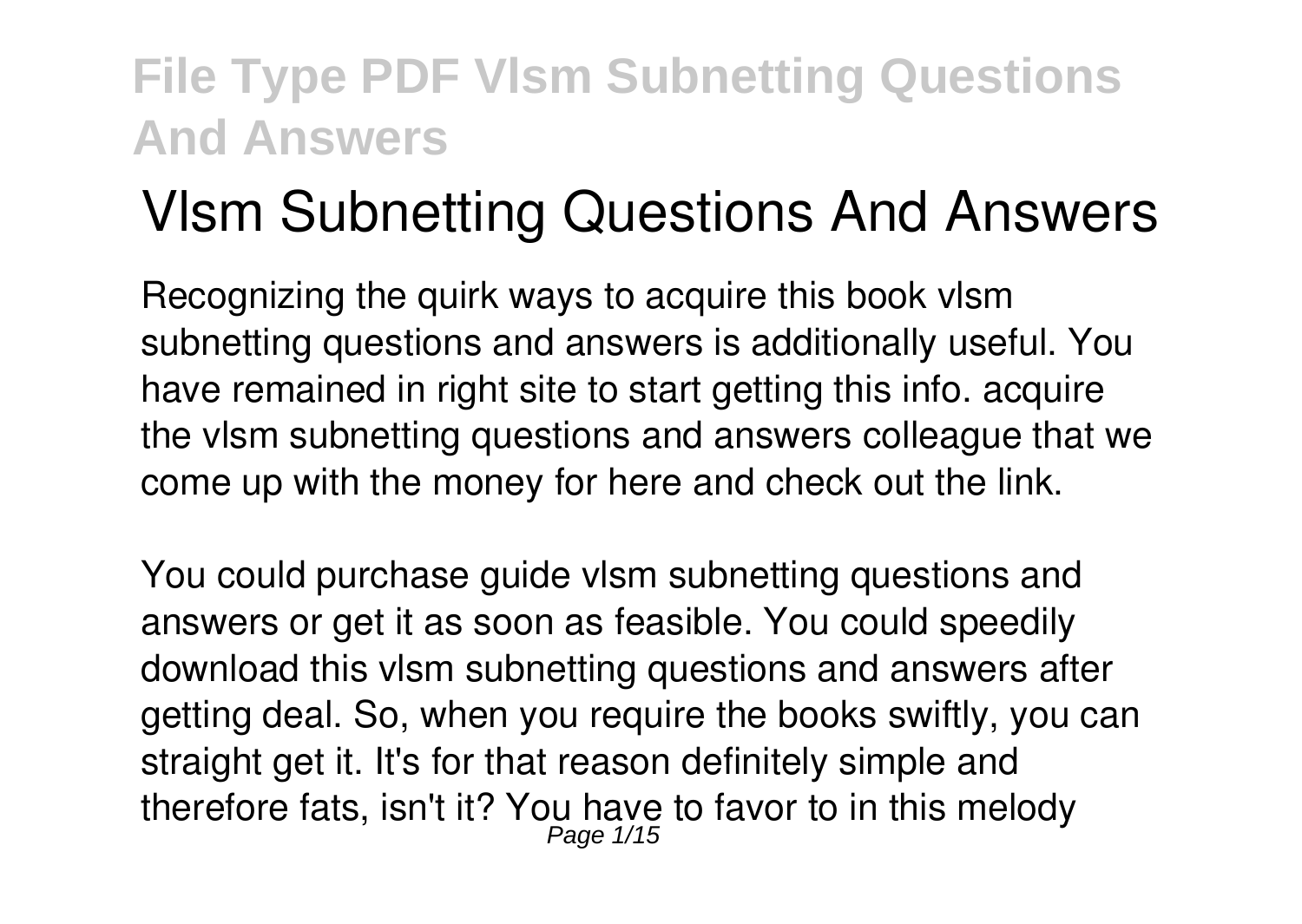# Vlsm Subnetting Questions And Answers

Recognizing the quirk ways to acquire this book vlsm subnetting questions and answers is additionally useful. You have remained in right site to start getting this info. acquire the vlsm subnetting questions and answers colleague that we come up with the money for here and check out the link.

You could purchase guide vlsm subnetting questions and answers or get it as soon as feasible. You could speedily download this vlsm subnetting questions and answers after getting deal. So, when you require the books swiftly, you can straight get it. It's for that reason definitely simple and therefore fats, isn't it? You have to favor to in this melody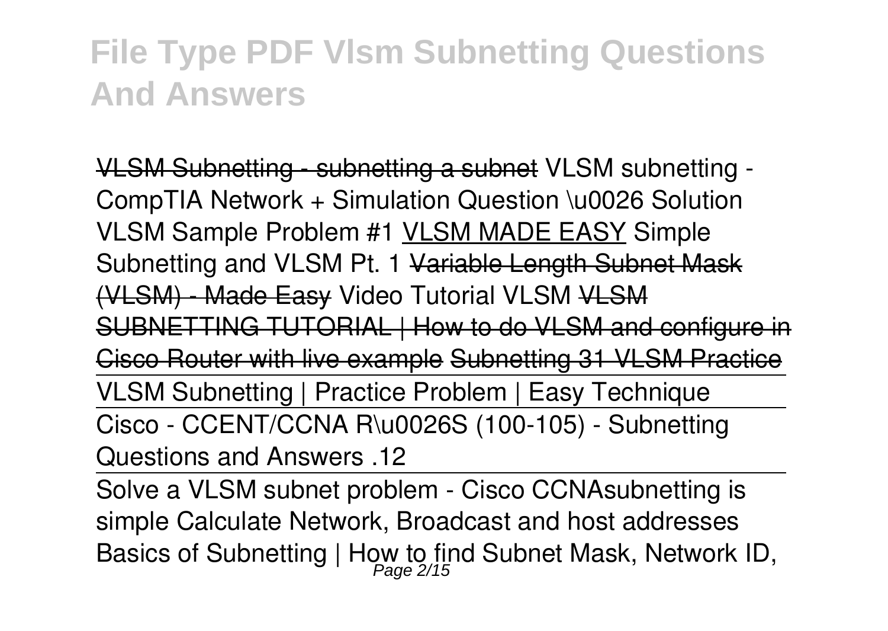~~VLSM Subnetting - subnetting a subnet~~ VLSM subnetting - CompTIA Network + Simulation Question \u0026 Solution VLSM Sample Problem #1 VLSM MADE EASY Simple Subnetting and VLSM Pt. 1 ~~Variable Length Subnet Mask (VLSM) - Made Easy~~ Video Tutorial VLSM ~~VLSM SUBNETTING TUTORIAL | How to do VLSM and configure in Cisco Router with live example~~ ~~Subnetting 31 VLSM Practice~~

VLSM Subnetting | Practice Problem | Easy Technique

Cisco - CCENT/CCNA R\u0026S (100-105) - Subnetting Questions and Answers .12

Solve a VLSM subnet problem - Cisco CCNAsubnetting is simple Calculate Network, Broadcast and host addresses Basics of Subnetting | How to find Subnet Mask, Network ID,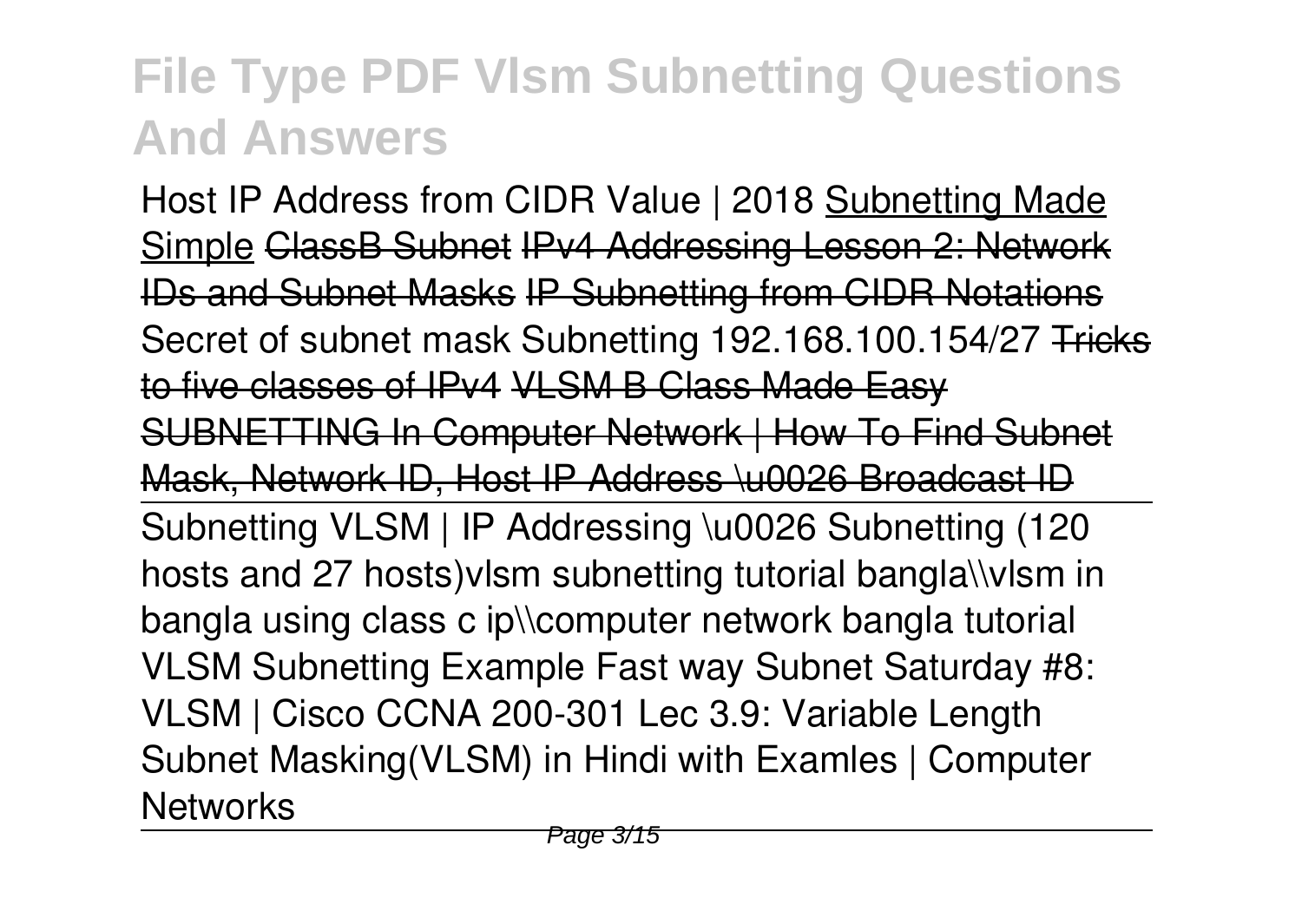Host IP Address from CIDR Value | 2018 Subnetting Made Simple ~~ClassB Subnet~~ ~~IPv4 Addressing Lesson 2: Network IDs and Subnet Masks~~ ~~IP Subnetting from CIDR Notations~~ Secret of subnet mask Subnetting 192.168.100.154/27 ~~Tricks to five classes of IPv4~~ ~~VLSM B Class Made Easy~~ ~~SUBNETTING In Computer Network | How To Find Subnet Mask, Network ID, Host IP Address \u0026 Broadcast ID~~

Subnetting VLSM | IP Addressing \u0026 Subnetting (120 hosts and 27 hosts)vlsm subnetting tutorial bangla\\vlsm in bangla using class c ip\\computer network bangla tutorial VLSM Subnetting Example Fast way Subnet Saturday #8: VLSM | Cisco CCNA 200-301 Lec 3.9: Variable Length Subnet Masking(VLSM) in Hindi with Examles | Computer Networks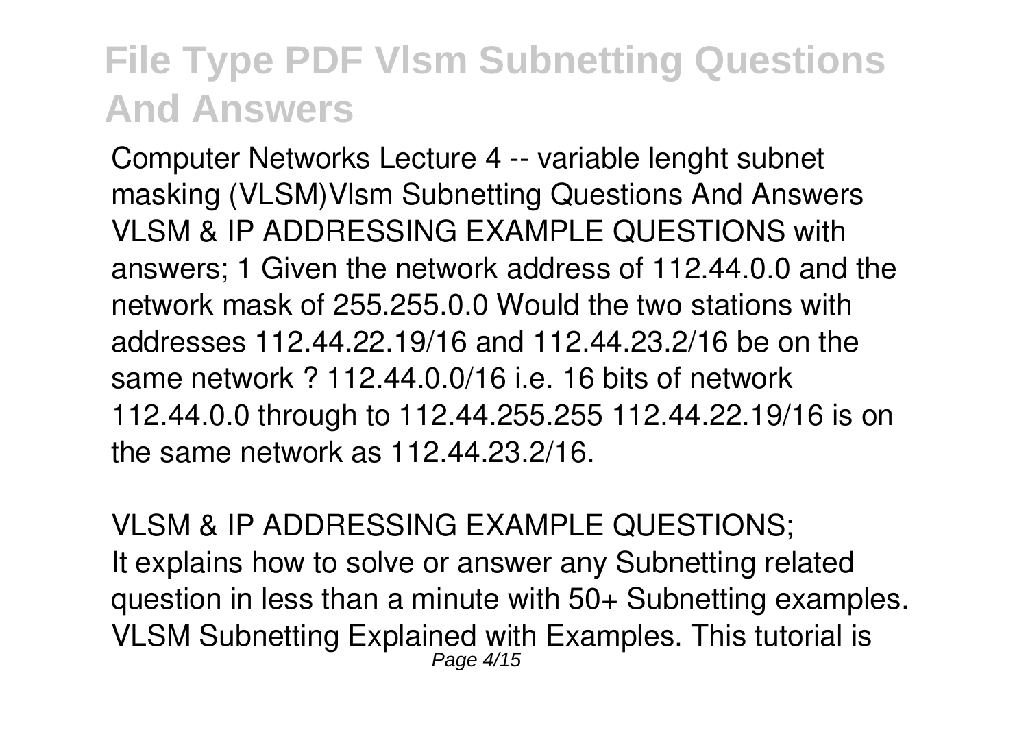# File Type PDF Vlsm Subnetting Questions And Answers

Computer Networks Lecture 4 -- variable lenght subnet masking (VLSM)Vlsm Subnetting Questions And Answers VLSM & IP ADDRESSING EXAMPLE QUESTIONS with answers; 1 Given the network address of 112.44.0.0 and the network mask of 255.255.0.0 Would the two stations with addresses 112.44.22.19/16 and 112.44.23.2/16 be on the same network ? 112.44.0.0/16 i.e. 16 bits of network 112.44.0.0 through to 112.44.255.255 112.44.22.19/16 is on the same network as 112.44.23.2/16.

VLSM & IP ADDRESSING EXAMPLE QUESTIONS;
It explains how to solve or answer any Subnetting related question in less than a minute with 50+ Subnetting examples. VLSM Subnetting Explained with Examples. This tutorial is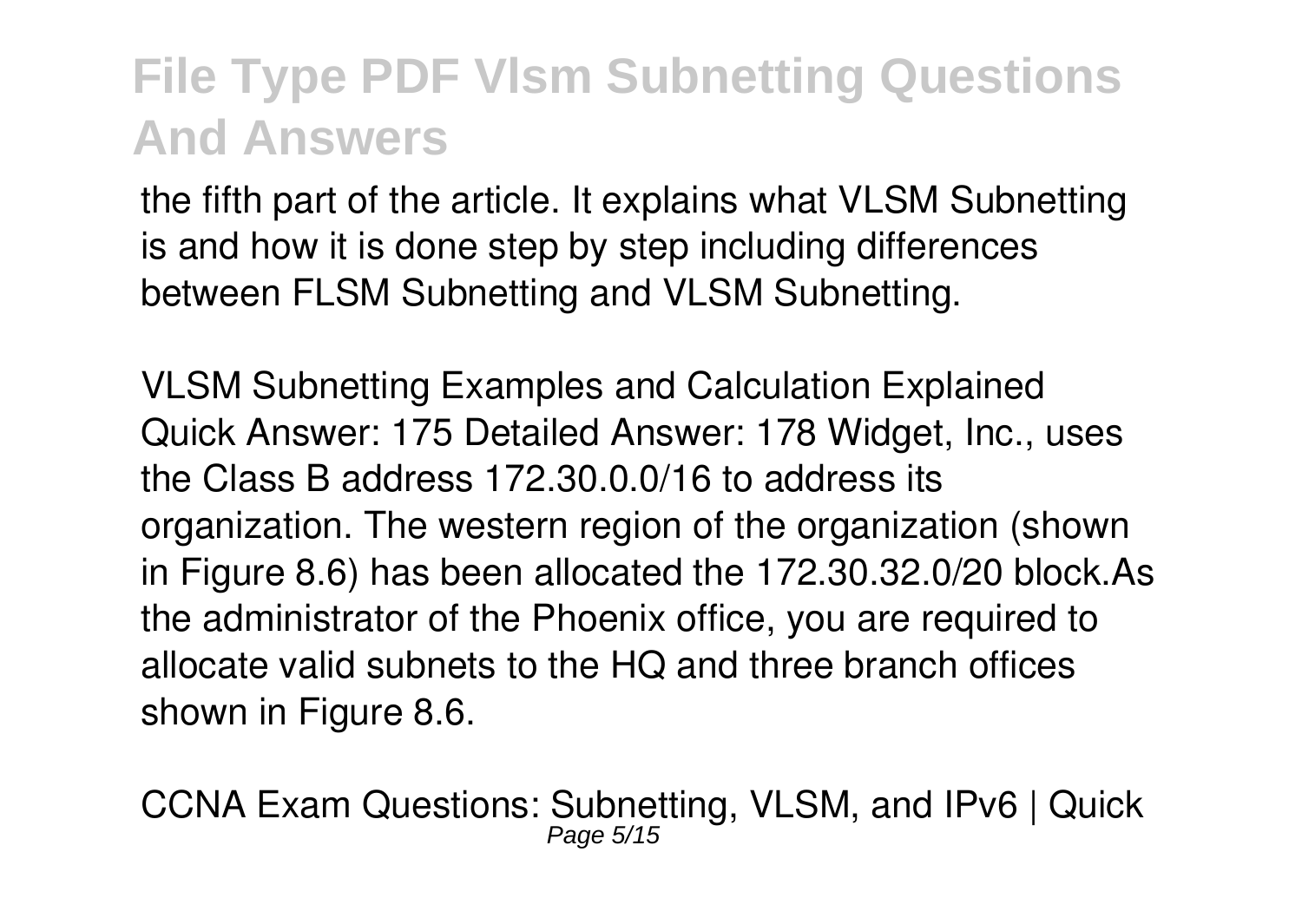the fifth part of the article. It explains what VLSM Subnetting is and how it is done step by step including differences between FLSM Subnetting and VLSM Subnetting.

VLSM Subnetting Examples and Calculation Explained
Quick Answer: 175 Detailed Answer: 178 Widget, Inc., uses the Class B address 172.30.0.0/16 to address its organization. The western region of the organization (shown in Figure 8.6) has been allocated the 172.30.32.0/20 block.As the administrator of the Phoenix office, you are required to allocate valid subnets to the HQ and three branch offices shown in Figure 8.6.

CCNA Exam Questions: Subnetting, VLSM, and IPv6 | Quick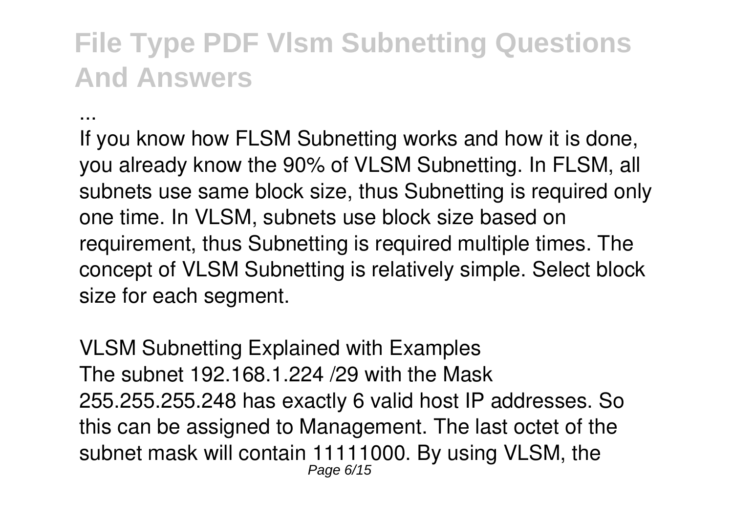# File Type PDF Vlsm Subnetting Questions And Answers

...

If you know how FLSM Subnetting works and how it is done, you already know the 90% of VLSM Subnetting. In FLSM, all subnets use same block size, thus Subnetting is required only one time. In VLSM, subnets use block size based on requirement, thus Subnetting is required multiple times. The concept of VLSM Subnetting is relatively simple. Select block size for each segment.

*VLSM Subnetting Explained with Examples*

The subnet 192.168.1.224 /29 with the Mask 255.255.255.248 has exactly 6 valid host IP addresses. So this can be assigned to Management. The last octet of the subnet mask will contain 11111000. By using VLSM, the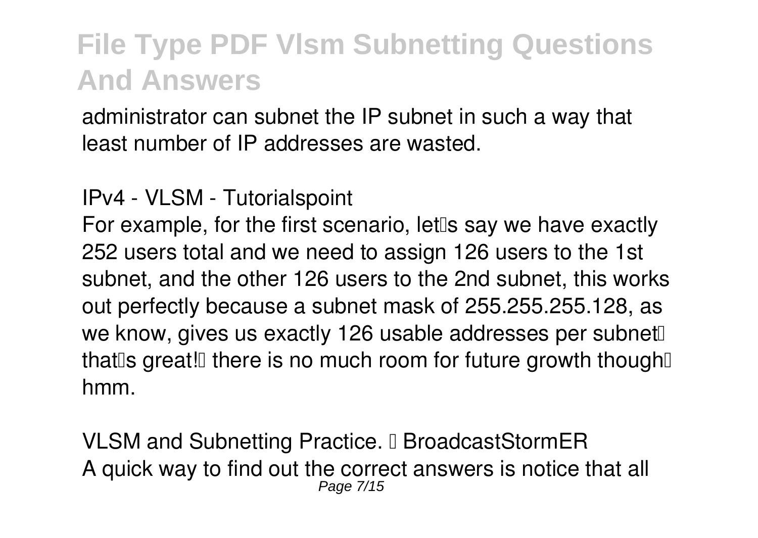administrator can subnet the IP subnet in such a way that least number of IP addresses are wasted.

**IPv4 - VLSM - Tutorialspoint**

For example, for the first scenario, let's say we have exactly 252 users total and we need to assign 126 users to the 1st subnet, and the other 126 users to the 2nd subnet, this works out perfectly because a subnet mask of 255.255.255.128, as we know, gives us exactly 126 usable addresses per subnet… that's great!… there is no much room for future growth though… hmm.

**VLSM and Subnetting Practice. – BroadcastStormER**

A quick way to find out the correct answers is notice that all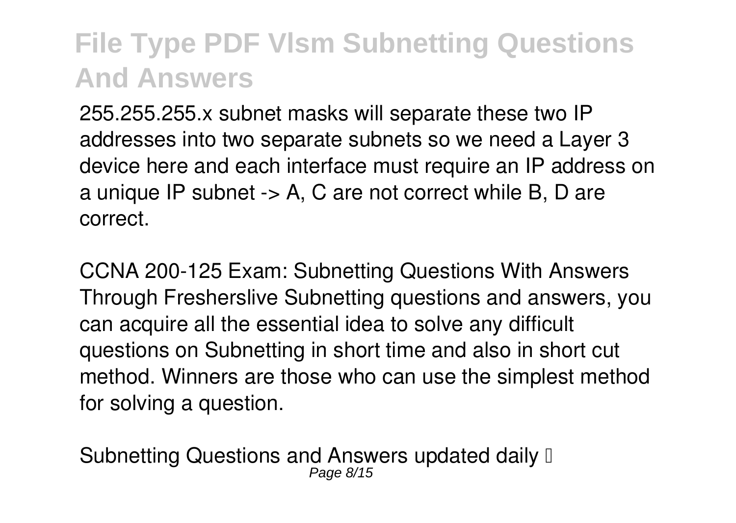255.255.255.x subnet masks will separate these two IP addresses into two separate subnets so we need a Layer 3 device here and each interface must require an IP address on a unique IP subnet -> A, C are not correct while B, D are correct.

CCNA 200-125 Exam: Subnetting Questions With Answers
Through Fresherslive Subnetting questions and answers, you can acquire all the essential idea to solve any difficult questions on Subnetting in short time and also in short cut method. Winners are those who can use the simplest method for solving a question.

Subnetting Questions and Answers updated daily ️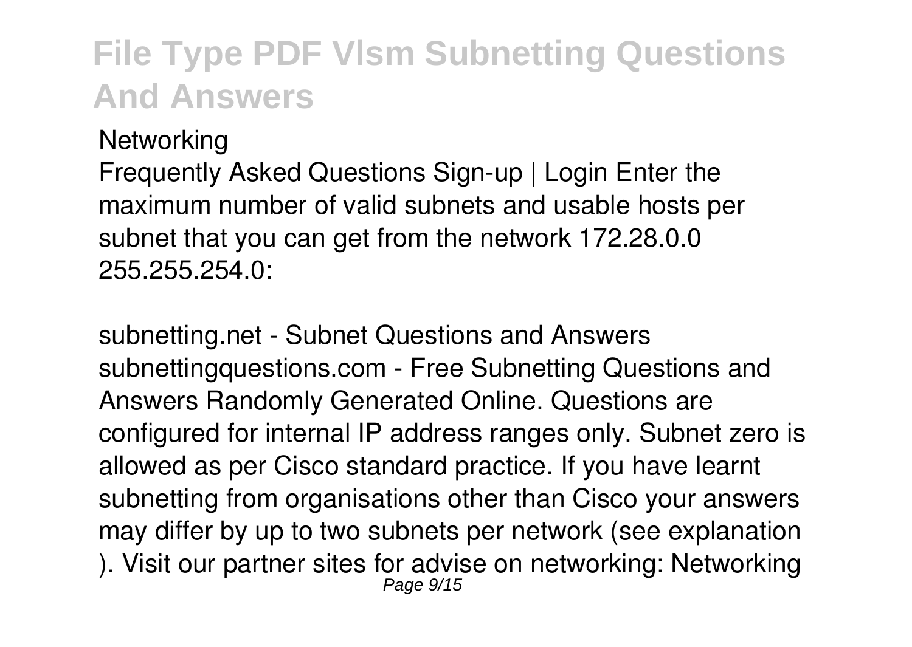Networking

Frequently Asked Questions Sign-up | Login Enter the maximum number of valid subnets and usable hosts per subnet that you can get from the network 172.28.0.0 255.255.254.0:

subnetting.net - Subnet Questions and Answers

subnettingquestions.com - Free Subnetting Questions and Answers Randomly Generated Online. Questions are configured for internal IP address ranges only. Subnet zero is allowed as per Cisco standard practice. If you have learnt subnetting from organisations other than Cisco your answers may differ by up to two subnets per network (see explanation ). Visit our partner sites for advise on networking: Networking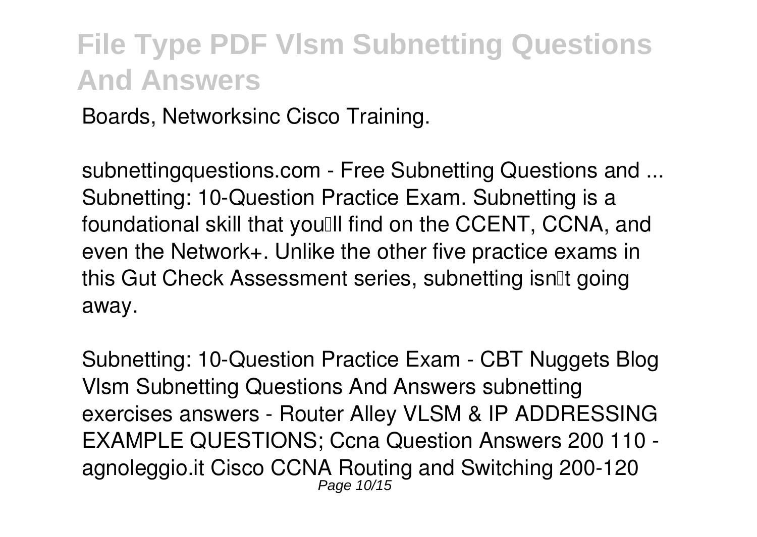Boards, Networksinc Cisco Training.

*subnettingquestions.com - Free Subnetting Questions and ...*
Subnetting: 10-Question Practice Exam. Subnetting is a foundational skill that you'll find on the CCENT, CCNA, and even the Network+. Unlike the other five practice exams in this Gut Check Assessment series, subnetting isn't going away.

*Subnetting: 10-Question Practice Exam - CBT Nuggets Blog*
Vlsm Subnetting Questions And Answers subnetting exercises answers - Router Alley VLSM & IP ADDRESSING EXAMPLE QUESTIONS; Ccna Question Answers 200 110 - agnoleggio.it Cisco CCNA Routing and Switching 200-120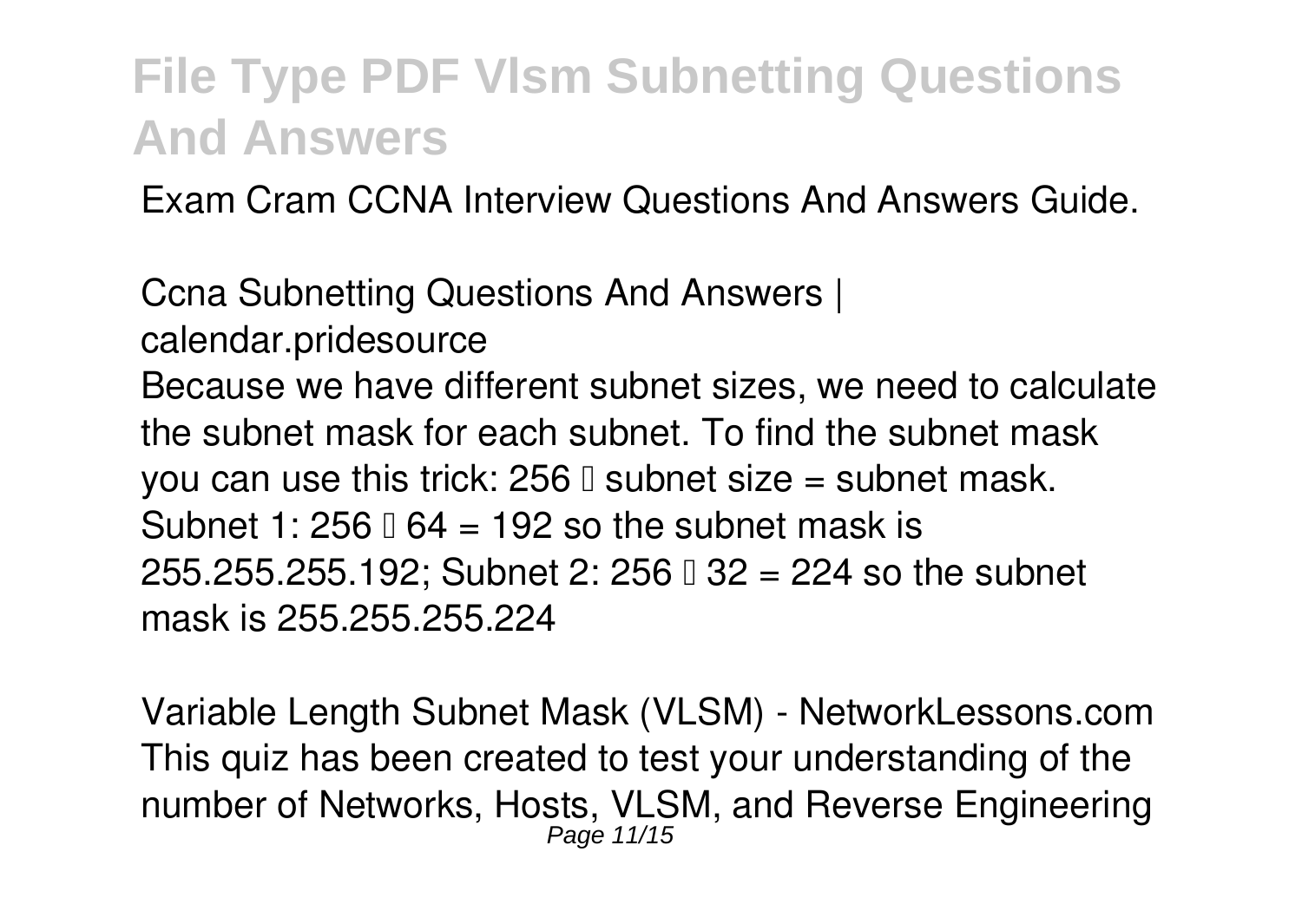Exam Cram CCNA Interview Questions And Answers Guide.

*Ccna Subnetting Questions And Answers | calendar.pridesource*

Because we have different subnet sizes, we need to calculate the subnet mask for each subnet. To find the subnet mask you can use this trick: 256 – subnet size = subnet mask. Subnet 1: 256 – 64 = 192 so the subnet mask is 255.255.255.192; Subnet 2: 256 – 32 = 224 so the subnet mask is 255.255.255.224

*Variable Length Subnet Mask (VLSM) - NetworkLessons.com*

This quiz has been created to test your understanding of the number of Networks, Hosts, VLSM, and Reverse Engineering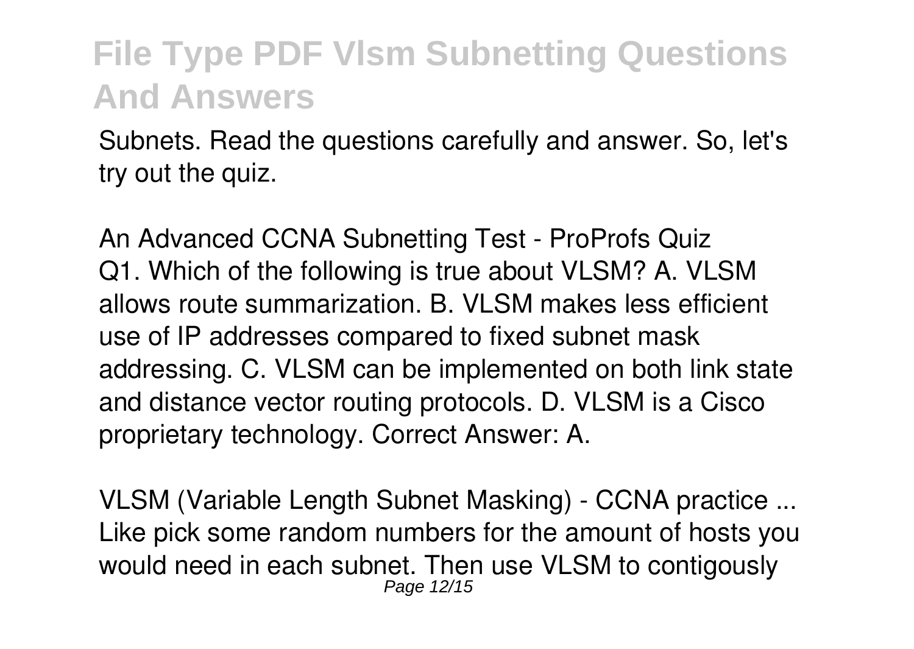Subnets. Read the questions carefully and answer. So, let's try out the quiz.

*An Advanced CCNA Subnetting Test - ProProfs Quiz*
Q1. Which of the following is true about VLSM? A. VLSM allows route summarization. B. VLSM makes less efficient use of IP addresses compared to fixed subnet mask addressing. C. VLSM can be implemented on both link state and distance vector routing protocols. D. VLSM is a Cisco proprietary technology. Correct Answer: A.

*VLSM (Variable Length Subnet Masking) - CCNA practice ...*
Like pick some random numbers for the amount of hosts you would need in each subnet. Then use VLSM to contigously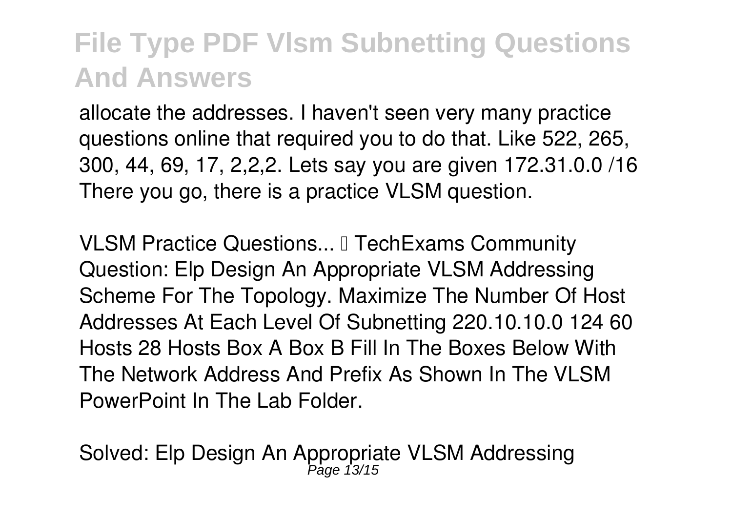allocate the addresses. I haven't seen very many practice questions online that required you to do that. Like 522, 265, 300, 44, 69, 17, 2,2,2. Lets say you are given 172.31.0.0 /16 There you go, there is a practice VLSM question.

*VLSM Practice Questions... — TechExams Community*
Question: Elp Design An Appropriate VLSM Addressing Scheme For The Topology. Maximize The Number Of Host Addresses At Each Level Of Subnetting 220.10.10.0 124 60 Hosts 28 Hosts Box A Box B Fill In The Boxes Below With The Network Address And Prefix As Shown In The VLSM PowerPoint In The Lab Folder.

*Solved: Elp Design An Appropriate VLSM Addressing*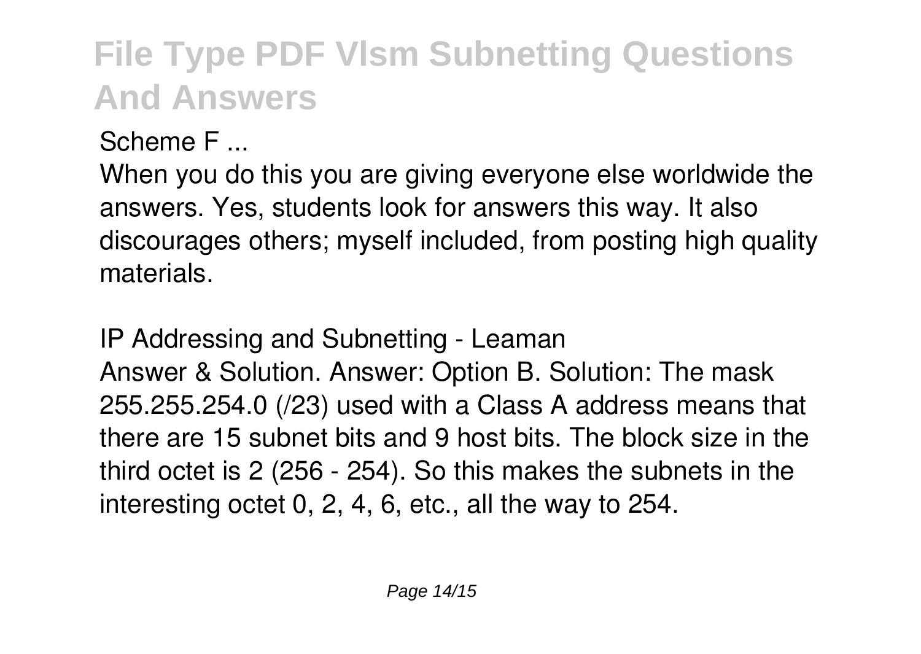Scheme F ...

When you do this you are giving everyone else worldwide the answers. Yes, students look for answers this way. It also discourages others; myself included, from posting high quality materials.

IP Addressing and Subnetting - Leaman

Answer & Solution. Answer: Option B. Solution: The mask 255.255.254.0 (/23) used with a Class A address means that there are 15 subnet bits and 9 host bits. The block size in the third octet is 2 (256 - 254). So this makes the subnets in the interesting octet 0, 2, 4, 6, etc., all the way to 254.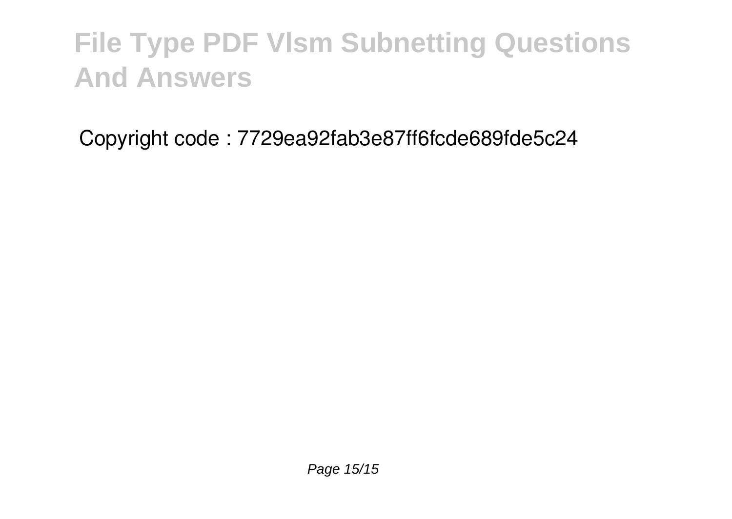Copyright code : 7729ea92fab3e87ff6fcde689fde5c24